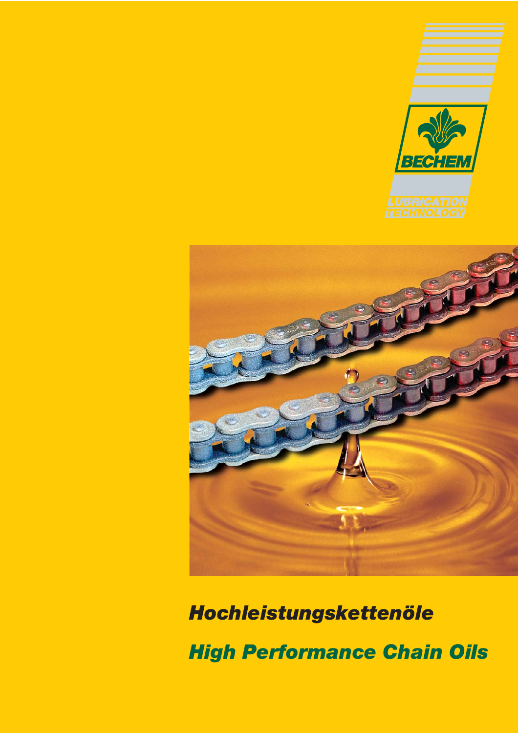BECHEM

LUBRICATION TECHNOLOGY

# *Hochleistungskettenöle*

# *High Performance Chain Oils*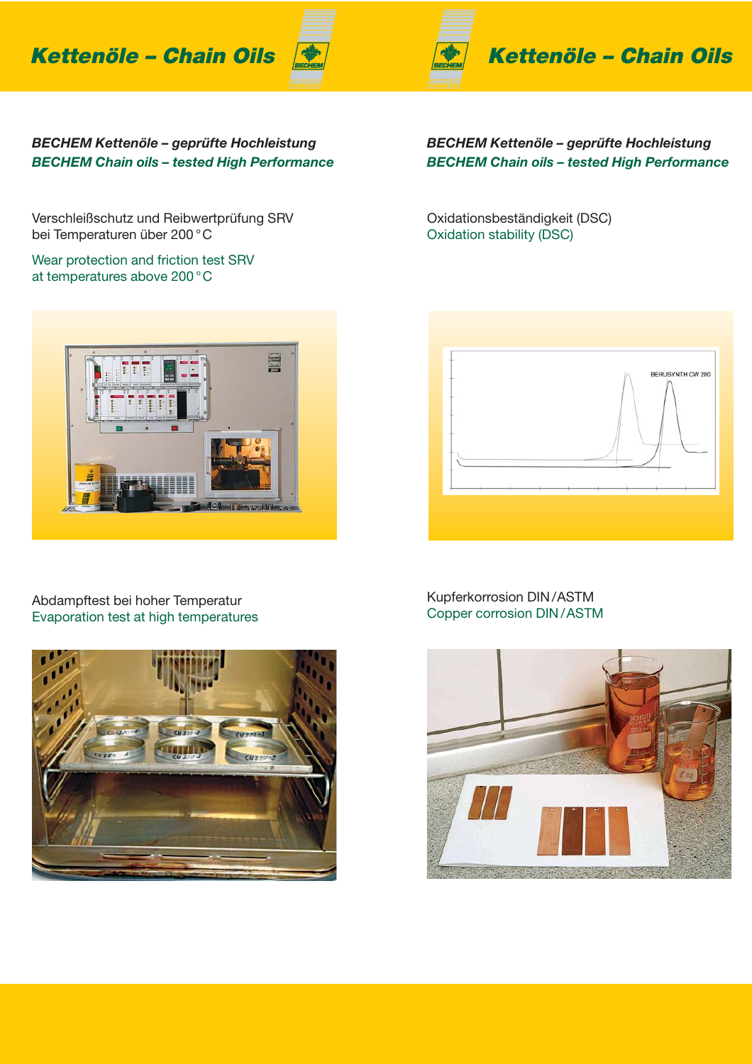# Kettenöle – Chain Oils

### *BECHEM Kettenöle – geprüfte Hochleistung*
### *BECHEM Chain oils – tested High Performance*

Verschleißschutz und Reibwertprüfung SRV bei Temperaturen über 200 °C

Wear protection and friction test SRV at temperatures above 200 °C

Abdampftest bei hoher Temperatur

Evaporation test at high temperatures

Oxidationsbeständigkeit (DSC)

Oxidation stability (DSC)

Kupferkorrosion DIN / ASTM

Copper corrosion DIN / ASTM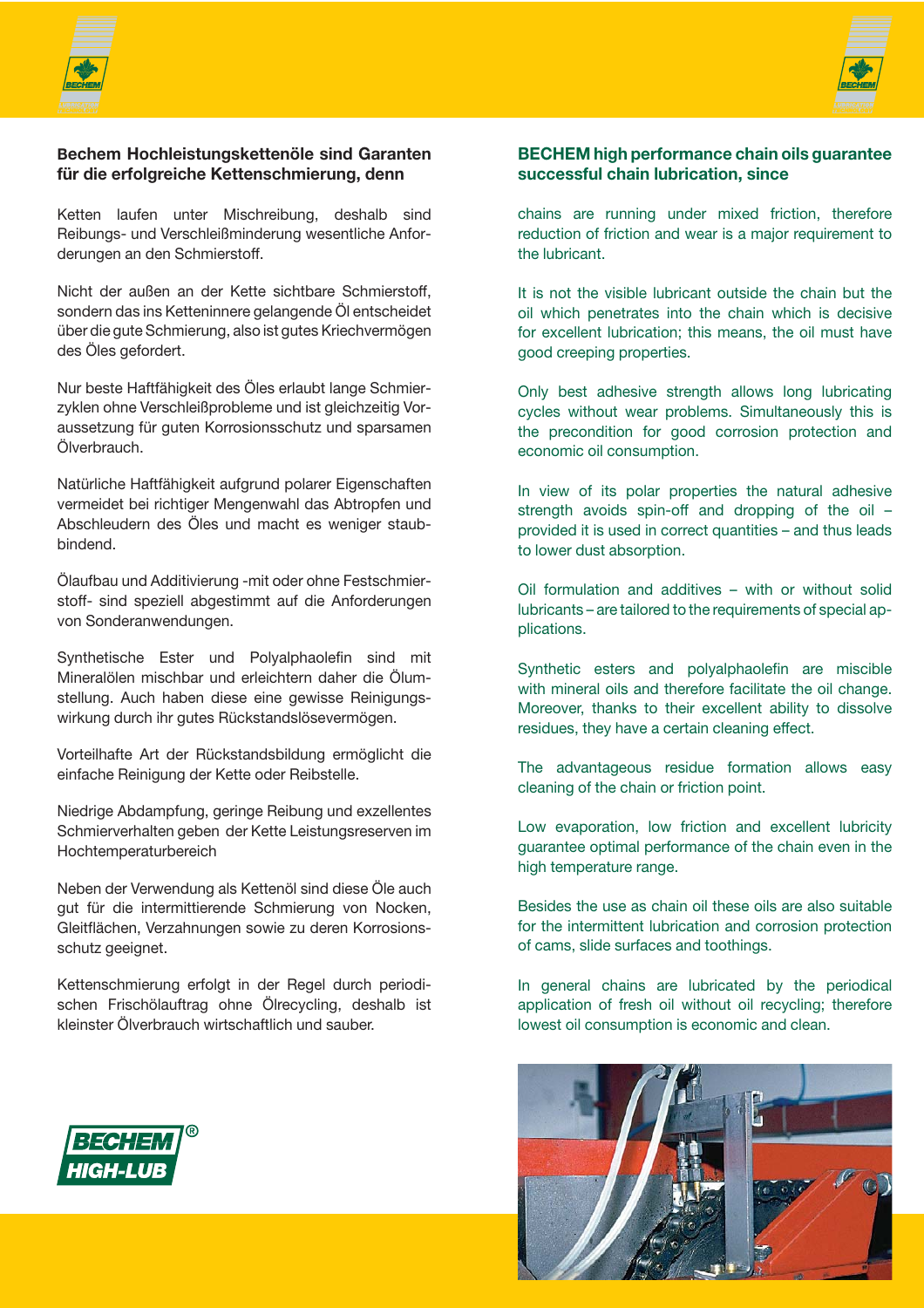## Bechem Hochleistungskettenöle sind Garanten für die erfolgreiche Kettenschmierung, denn

Ketten laufen unter Mischreibung, deshalb sind Reibungs- und Verschleißminderung wesentliche Anforderungen an den Schmierstoff.

Nicht der außen an der Kette sichtbare Schmierstoff, sondern das ins Ketteninnere gelangende Öl entscheidet über die gute Schmierung, also ist gutes Kriechvermögen des Öles gefordert.

Nur beste Haftfähigkeit des Öles erlaubt lange Schmierzyklen ohne Verschleißprobleme und ist gleichzeitig Voraussetzung für guten Korrosionsschutz und sparsamen Ölverbrauch.

Natürliche Haftfähigkeit aufgrund polarer Eigenschaften vermeidet bei richtiger Mengenwahl das Abtropfen und Abschleudern des Öles und macht es weniger staubbindend.

Ölaufbau und Additivierung -mit oder ohne Festschmierstoff- sind speziell abgestimmt auf die Anforderungen von Sonderanwendungen.

Synthetische Ester und Polyalphaolefin sind mit Mineralölen mischbar und erleichtern daher die Ölumstellung. Auch haben diese eine gewisse Reinigungswirkung durch ihr gutes Rückstandslösevermögen.

Vorteilhafte Art der Rückstandsbildung ermöglicht die einfache Reinigung der Kette oder Reibstelle.

Niedrige Abdampfung, geringe Reibung und exzellentes Schmierverhalten geben der Kette Leistungsreserven im Hochtemperaturbereich

Neben der Verwendung als Kettenöl sind diese Öle auch gut für die intermittierende Schmierung von Nocken, Gleitflächen, Verzahnungen sowie zu deren Korrosionsschutz geeignet.

Kettenschmierung erfolgt in der Regel durch periodischen Frischölauftrag ohne Ölrecycling, deshalb ist kleinster Ölverbrauch wirtschaftlich und sauber.

## BECHEM high performance chain oils guarantee successful chain lubrication, since

chains are running under mixed friction, therefore reduction of friction and wear is a major requirement to the lubricant.

It is not the visible lubricant outside the chain but the oil which penetrates into the chain which is decisive for excellent lubrication; this means, the oil must have good creeping properties.

Only best adhesive strength allows long lubricating cycles without wear problems. Simultaneously this is the precondition for good corrosion protection and economic oil consumption.

In view of its polar properties the natural adhesive strength avoids spin-off and dropping of the oil – provided it is used in correct quantities – and thus leads to lower dust absorption.

Oil formulation and additives – with or without solid lubricants – are tailored to the requirements of special applications.

Synthetic esters and polyalphaolefin are miscible with mineral oils and therefore facilitate the oil change. Moreover, thanks to their excellent ability to dissolve residues, they have a certain cleaning effect.

The advantageous residue formation allows easy cleaning of the chain or friction point.

Low evaporation, low friction and excellent lubricity guarantee optimal performance of the chain even in the high temperature range.

Besides the use as chain oil these oils are also suitable for the intermittent lubrication and corrosion protection of cams, slide surfaces and toothings.

In general chains are lubricated by the periodical application of fresh oil without oil recycling; therefore lowest oil consumption is economic and clean.

BECHEM® HIGH-LUB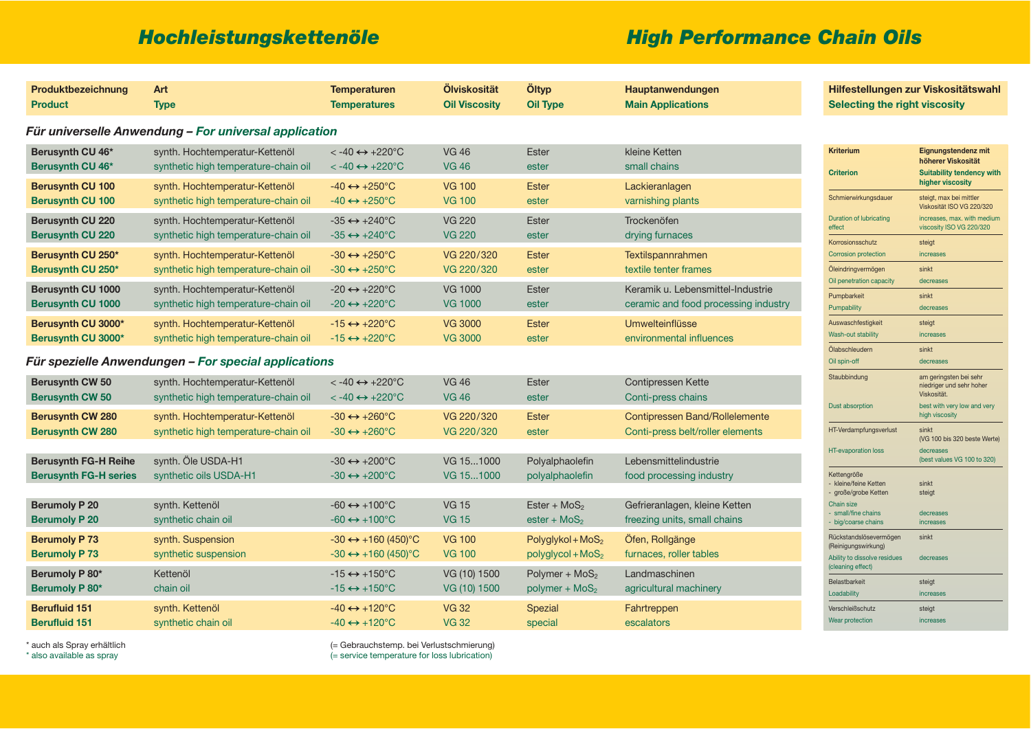# Hochleistungskettenöle

# High Performance Chain Oils

| Produktbezeichnung / Product | Art / Type | Temperaturen / Temperatures | Ölviskosität / Oil Viscosity | Öltyp / Oil Type | Hauptanwendungen / Main Applications |
|---|---|---|---|---|---|
| ***Für universelle Anwendung – For universal application*** | | | | | |
| **Berusynth CU 46*** / **Berusynth CU 46*** | synth. Hochtemperatur-Kettenöl / synthetic high temperature-chain oil | < -40 ↔ +220°C / < -40 ↔ +220°C | VG 46 / VG 46 | Ester / ester | kleine Ketten / small chains |
| **Berusynth CU 100** / **Berusynth CU 100** | synth. Hochtemperatur-Kettenöl / synthetic high temperature-chain oil | -40 ↔ +250°C / -40 ↔ +250°C | VG 100 / VG 100 | Ester / ester | Lackieranlagen / varnishing plants |
| **Berusynth CU 220** / **Berusynth CU 220** | synth. Hochtemperatur-Kettenöl / synthetic high temperature-chain oil | -35 ↔ +240°C / -35 ↔ +240°C | VG 220 / VG 220 | Ester / ester | Trockenöfen / drying furnaces |
| **Berusynth CU 250*** / **Berusynth CU 250*** | synth. Hochtemperatur-Kettenöl / synthetic high temperature-chain oil | -30 ↔ +250°C / -30 ↔ +250°C | VG 220/320 / VG 220/320 | Ester / ester | Textilspannrahmen / textile tenter frames |
| **Berusynth CU 1000** / **Berusynth CU 1000** | synth. Hochtemperatur-Kettenöl / synthetic high temperature-chain oil | -20 ↔ +220°C / -20 ↔ +220°C | VG 1000 / VG 1000 | Ester / ester | Keramik u. Lebensmittel-Industrie / ceramic and food processing industry |
| **Berusynth CU 3000*** / **Berusynth CU 3000*** | synth. Hochtemperatur-Kettenöl / synthetic high temperature-chain oil | -15 ↔ +220°C / -15 ↔ +220°C | VG 3000 / VG 3000 | Ester / ester | Umwelteinflüsse / environmental influences |
| ***Für spezielle Anwendungen – For special applications*** | | | | | |
| **Berusynth CW 50** / **Berusynth CW 50** | synth. Hochtemperatur-Kettenöl / synthetic high temperature-chain oil | < -40 ↔ +220°C / < -40 ↔ +220°C | VG 46 / VG 46 | Ester / ester | Contipressen Kette / Conti-press chains |
| **Berusynth CW 280** / **Berusynth CW 280** | synth. Hochtemperatur-Kettenöl / synthetic high temperature-chain oil | -30 ↔ +260°C / -30 ↔ +260°C | VG 220/320 / VG 220/320 | Ester / ester | Contipressen Band/Rollelemente / Conti-press belt/roller elements |
| **Berusynth FG-H Reihe** / **Berusynth FG-H series** | synth. Öle USDA-H1 / synthetic oils USDA-H1 | -30 ↔ +200°C / -30 ↔ +200°C | VG 15...1000 / VG 15...1000 | Polyalphaolefin / polyalphaolefin | Lebensmittelindustrie / food processing industry |
| **Berumoly P 20** / **Berumoly P 20** | synth. Kettenöl / synthetic chain oil | -60 ↔ +100°C / -60 ↔ +100°C | VG 15 / VG 15 | Ester + $MoS_2$ / ester + $MoS_2$ | Gefrieranlagen, kleine Ketten / freezing units, small chains |
| **Berumoly P 73** / **Berumoly P 73** | synth. Suspension / synthetic suspension | -30 ↔ +160 (450)°C / -30 ↔ +160 (450)°C | VG 100 / VG 100 | Polyglykol + $MoS_2$ / polyglycol + $MoS_2$ | Öfen, Rollgänge / furnaces, roller tables |
| **Berumoly P 80*** / **Berumoly P 80*** | Kettenöl / chain oil | -15 ↔ +150°C / -15 ↔ +150°C | VG (10) 1500 / VG (10) 1500 | Polymer + $MoS_2$ / polymer + $MoS_2$ | Landmaschinen / agricultural machinery |
| **Berufluid 151** / **Berufluid 151** | synth. Kettenöl / synthetic chain oil | -40 ↔ +120°C / -40 ↔ +120°C | VG 32 / VG 32 | Spezial / special | Fahrtreppen / escalators |

\* auch als Spray erhältlich
\* also available as spray

(= Gebrauchstemp. bei Verlustschmierung)
(= service temperature for loss lubrication)

## Hilfestellungen zur Viskositätswahl / Selecting the right viscosity

| Kriterium / Criterion | Eignungstendenz mit höherer Viskosität / Suitability tendency with higher viscosity |
|---|---|
| Schmierwirkungsdauer / Duration of lubricating effect | steigt, max bei mittler Viskosität ISO VG 220/320 / increases, max. with medium viscosity ISO VG 220/320 |
| Korrosionsschutz / Corrosion protection | steigt / increases |
| Öleindringvermögen / Oil penetration capacity | sinkt / decreases |
| Pumpbarkeit / Pumpability | sinkt / decreases |
| Auswaschfestigkeit / Wash-out stability | steigt / increases |
| Ölabschleudern / Oil spin-off | sinkt / decreases |
| Staubbindung / Dust absorption | am geringsten bei sehr niedriger und sehr hoher Viskosität. / best with very low and very high viscosity |
| HT-Verdampfungsverlust / HT-evaporation loss | sinkt (VG 100 bis 320 beste Werte) / decreases (best values VG 100 to 320) |
| Kettengröße: - kleine/feine Ketten - große/grobe Ketten / Chain size: - small/fine chains - big/coarse chains | sinkt / steigt / decreases / increases |
| Rückstandslösevermögen (Reinigungswirkung) / Ability to dissolve residues (cleaning effect) | sinkt / decreases |
| Belastbarkeit / Loadability | steigt / increases |
| Verschleißschutz / Wear protection | steigt / increases |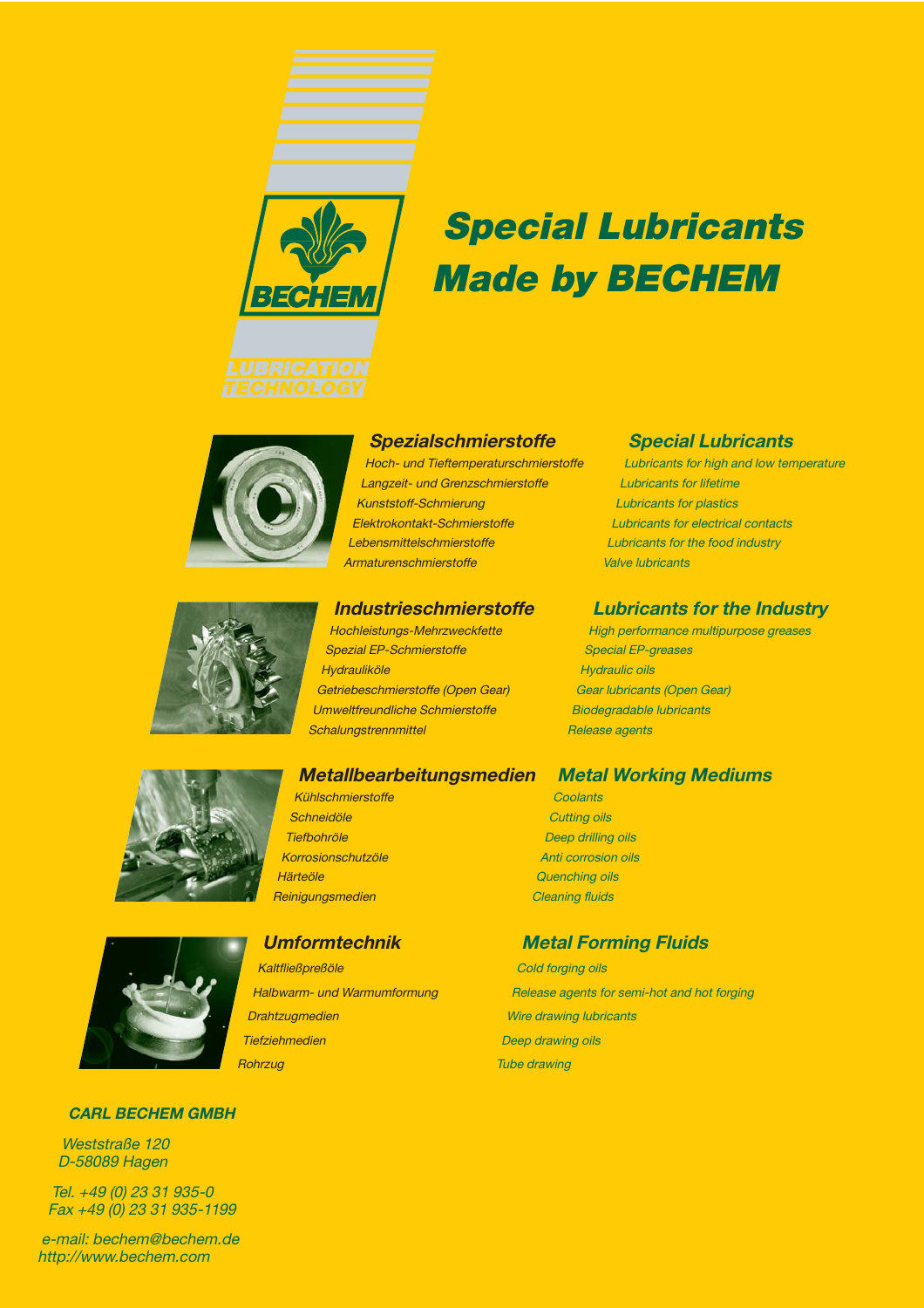BECHEM

LUBRICATION TECHNOLOGY

# Special Lubricants Made by BECHEM

## Spezialschmierstoffe

- Hoch- und Tieftemperaturschmierstoffe
- Langzeit- und Grenzschmierstoffe
- Kunststoff-Schmierung
- Elektrokontakt-Schmierstoffe
- Lebensmittelschmierstoffe
- Armaturenschmierstoffe

## Special Lubricants

- Lubricants for high and low temperature
- Lubricants for lifetime
- Lubricants for plastics
- Lubricants for electrical contacts
- Lubricants for the food industry
- Valve lubricants

## Industrieschmierstoffe

- Hochleistungs-Mehrzweckfette
- Spezial EP-Schmierstoffe
- Hydrauliköle
- Getriebeschmierstoffe (Open Gear)
- Umweltfreundliche Schmierstoffe
- Schalungstrennmittel

## Lubricants for the Industry

- High performance multipurpose greases
- Special EP-greases
- Hydraulic oils
- Gear lubricants (Open Gear)
- Biodegradable lubricants
- Release agents

## Metallbearbeitungsmedien

- Kühlschmierstoffe
- Schneidöle
- Tiefbohröle
- Korrosionschutzöle
- Härteöle
- Reinigungsmedien

## Metal Working Mediums

- Coolants
- Cutting oils
- Deep drilling oils
- Anti corrosion oils
- Quenching oils
- Cleaning fluids

## Umformtechnik

- Kaltfließpreßöle
- Halbwarm- und Warmumformung
- Drahtzugmedien
- Tiefziehmedien
- Rohrzug

## Metal Forming Fluids

- Cold forging oils
- Release agents for semi-hot and hot forging
- Wire drawing lubricants
- Deep drawing oils
- Tube drawing

**CARL BECHEM GMBH**

Weststraße 120
D-58089 Hagen

Tel. +49 (0) 23 31 935-0
Fax +49 (0) 23 31 935-1199

e-mail: bechem@bechem.de
http://www.bechem.com